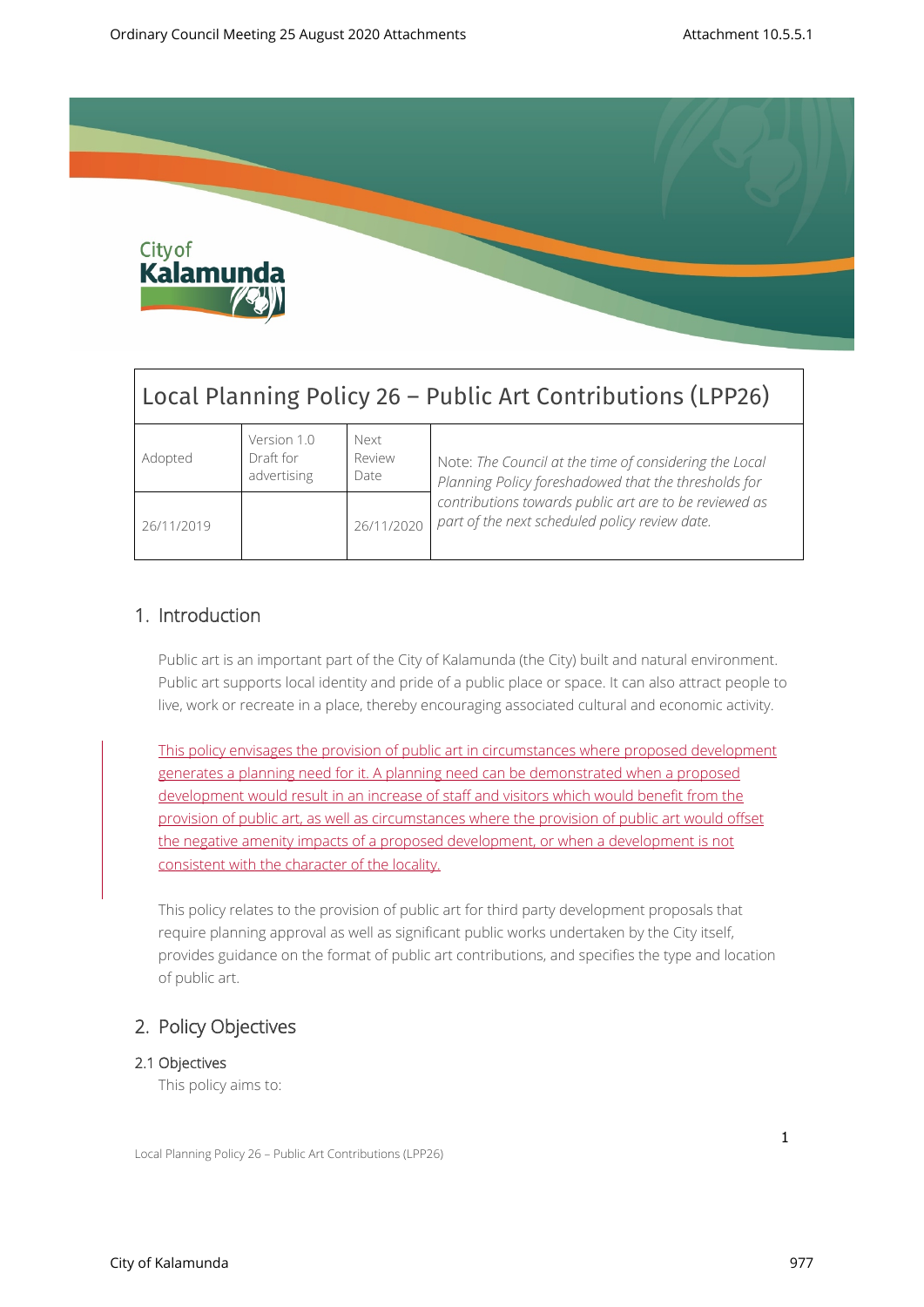# Local Planning Policy 26 – Public Art Contributions (LPP26)

| Adopted | Version 1.0 Draft for advertising | Next Review Date | Note: *The Council at the time of considering the Local Planning Policy foreshadowed that the thresholds for contributions towards public art are to be reviewed as part of the next scheduled policy review date.* |
|---|---|---|---|
| 26/11/2019 | | 26/11/2020 | |

## 1. Introduction

Public art is an important part of the City of Kalamunda (the City) built and natural environment. Public art supports local identity and pride of a public place or space. It can also attract people to live, work or recreate in a place, thereby encouraging associated cultural and economic activity.

This policy envisages the provision of public art in circumstances where proposed development generates a planning need for it. A planning need can be demonstrated when a proposed development would result in an increase of staff and visitors which would benefit from the provision of public art, as well as circumstances where the provision of public art would offset the negative amenity impacts of a proposed development, or when a development is not consistent with the character of the locality.

This policy relates to the provision of public art for third party development proposals that require planning approval as well as significant public works undertaken by the City itself, provides guidance on the format of public art contributions, and specifies the type and location of public art.

## 2. Policy Objectives

### 2.1 Objectives

This policy aims to: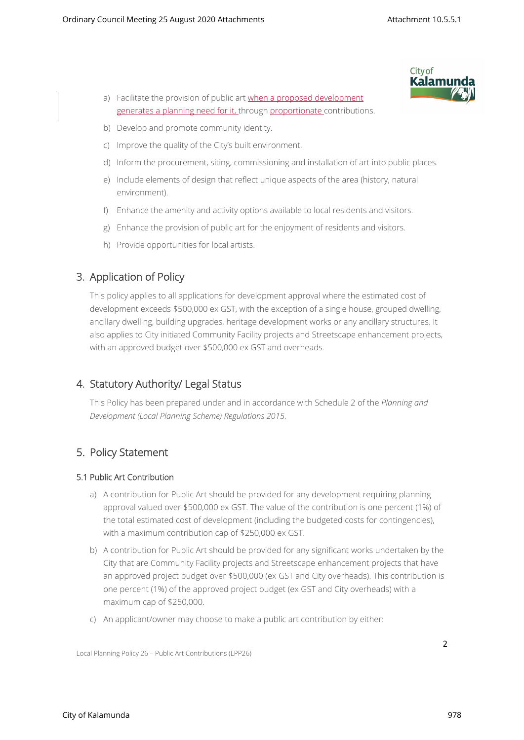a) Facilitate the provision of public art when a proposed development generates a planning need for it, through proportionate contributions.
b) Develop and promote community identity.
c) Improve the quality of the City's built environment.
d) Inform the procurement, siting, commissioning and installation of art into public places.
e) Include elements of design that reflect unique aspects of the area (history, natural environment).
f) Enhance the amenity and activity options available to local residents and visitors.
g) Enhance the provision of public art for the enjoyment of residents and visitors.
h) Provide opportunities for local artists.

## 3. Application of Policy

This policy applies to all applications for development approval where the estimated cost of development exceeds $500,000 ex GST, with the exception of a single house, grouped dwelling, ancillary dwelling, building upgrades, heritage development works or any ancillary structures. It also applies to City initiated Community Facility projects and Streetscape enhancement projects, with an approved budget over $500,000 ex GST and overheads.

## 4. Statutory Authority/ Legal Status

This Policy has been prepared under and in accordance with Schedule 2 of the *Planning and Development (Local Planning Scheme) Regulations 2015.*

## 5. Policy Statement

### 5.1 Public Art Contribution

a) A contribution for Public Art should be provided for any development requiring planning approval valued over $500,000 ex GST. The value of the contribution is one percent (1%) of the total estimated cost of development (including the budgeted costs for contingencies), with a maximum contribution cap of $250,000 ex GST.

b) A contribution for Public Art should be provided for any significant works undertaken by the City that are Community Facility projects and Streetscape enhancement projects that have an approved project budget over $500,000 (ex GST and City overheads). This contribution is one percent (1%) of the approved project budget (ex GST and City overheads) with a maximum cap of $250,000.

c) An applicant/owner may choose to make a public art contribution by either: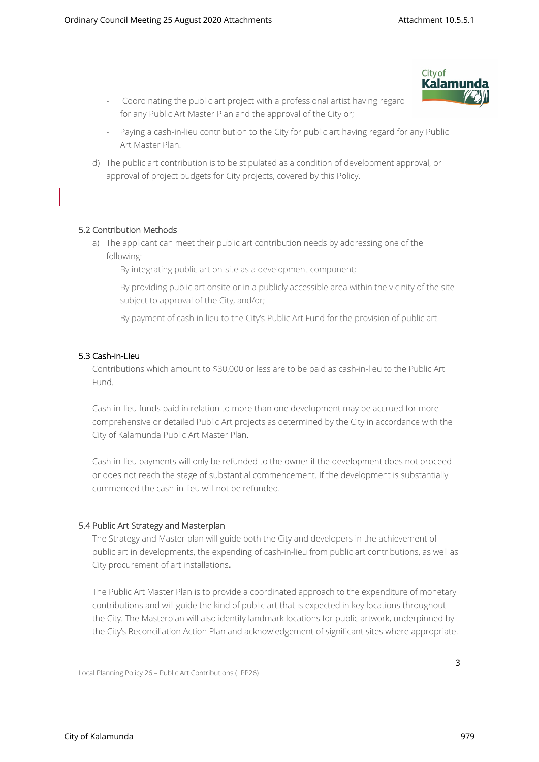- Coordinating the public art project with a professional artist having regard for any Public Art Master Plan and the approval of the City or;
- Paying a cash-in-lieu contribution to the City for public art having regard for any Public Art Master Plan.

d) The public art contribution is to be stipulated as a condition of development approval, or approval of project budgets for City projects, covered by this Policy.

### 5.2 Contribution Methods

a) The applicant can meet their public art contribution needs by addressing one of the following:
   - By integrating public art on-site as a development component;
   - By providing public art onsite or in a publicly accessible area within the vicinity of the site subject to approval of the City, and/or;
   - By payment of cash in lieu to the City's Public Art Fund for the provision of public art.

### 5.3 Cash-in-Lieu

Contributions which amount to $30,000 or less are to be paid as cash-in-lieu to the Public Art Fund.

Cash-in-lieu funds paid in relation to more than one development may be accrued for more comprehensive or detailed Public Art projects as determined by the City in accordance with the City of Kalamunda Public Art Master Plan.

Cash-in-lieu payments will only be refunded to the owner if the development does not proceed or does not reach the stage of substantial commencement. If the development is substantially commenced the cash-in-lieu will not be refunded.

### 5.4 Public Art Strategy and Masterplan

The Strategy and Master plan will guide both the City and developers in the achievement of public art in developments, the expending of cash-in-lieu from public art contributions, as well as City procurement of art installations**.**

The Public Art Master Plan is to provide a coordinated approach to the expenditure of monetary contributions and will guide the kind of public art that is expected in key locations throughout the City. The Masterplan will also identify landmark locations for public artwork, underpinned by the City's Reconciliation Action Plan and acknowledgement of significant sites where appropriate.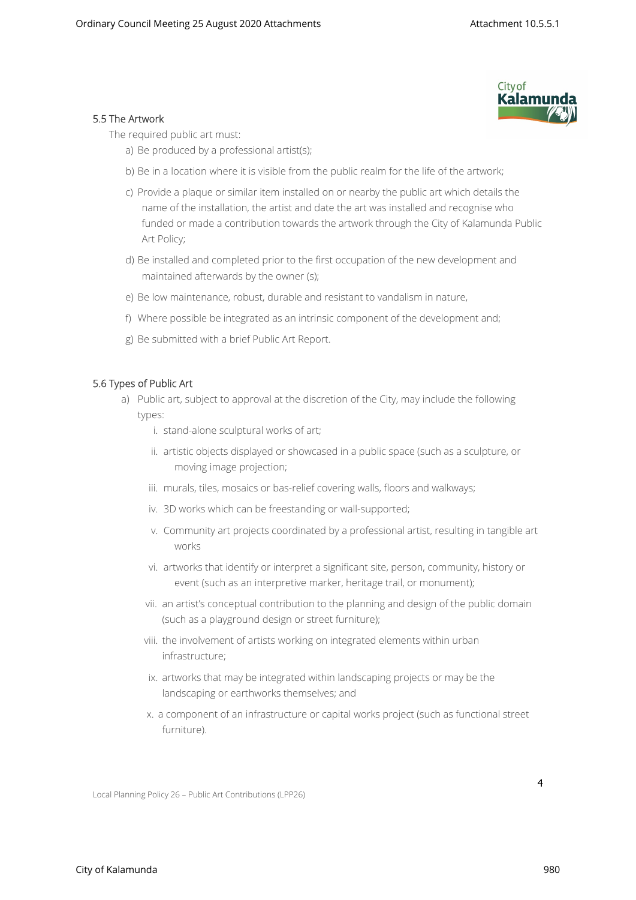### 5.5 The Artwork

The required public art must:

a) Be produced by a professional artist(s);

b) Be in a location where it is visible from the public realm for the life of the artwork;

c) Provide a plaque or similar item installed on or nearby the public art which details the name of the installation, the artist and date the art was installed and recognise who funded or made a contribution towards the artwork through the City of Kalamunda Public Art Policy;

d) Be installed and completed prior to the first occupation of the new development and maintained afterwards by the owner (s);

e) Be low maintenance, robust, durable and resistant to vandalism in nature,

f) Where possible be integrated as an intrinsic component of the development and;

g) Be submitted with a brief Public Art Report.

### 5.6 Types of Public Art

a) Public art, subject to approval at the discretion of the City, may include the following types:

   i. stand-alone sculptural works of art;

   ii. artistic objects displayed or showcased in a public space (such as a sculpture, or moving image projection;

   iii. murals, tiles, mosaics or bas-relief covering walls, floors and walkways;

   iv. 3D works which can be freestanding or wall-supported;

   v. Community art projects coordinated by a professional artist, resulting in tangible art works

   vi. artworks that identify or interpret a significant site, person, community, history or event (such as an interpretive marker, heritage trail, or monument);

   vii. an artist's conceptual contribution to the planning and design of the public domain (such as a playground design or street furniture);

   viii. the involvement of artists working on integrated elements within urban infrastructure;

   ix. artworks that may be integrated within landscaping projects or may be the landscaping or earthworks themselves; and

   x. a component of an infrastructure or capital works project (such as functional street furniture).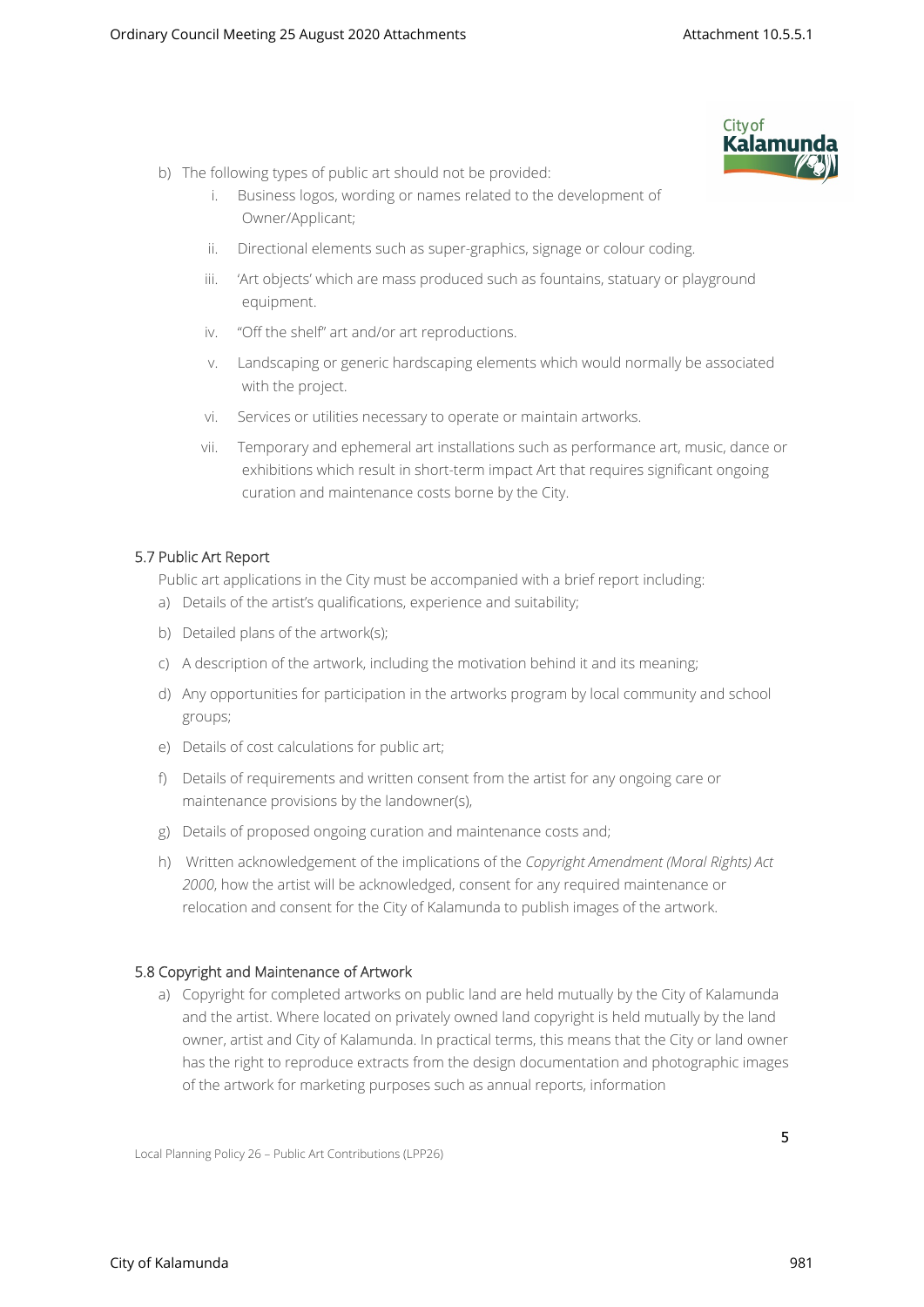b) The following types of public art should not be provided:

   i. Business logos, wording or names related to the development of Owner/Applicant;

   ii. Directional elements such as super-graphics, signage or colour coding.

   iii. 'Art objects' which are mass produced such as fountains, statuary or playground equipment.

   iv. "Off the shelf" art and/or art reproductions.

   v. Landscaping or generic hardscaping elements which would normally be associated with the project.

   vi. Services or utilities necessary to operate or maintain artworks.

   vii. Temporary and ephemeral art installations such as performance art, music, dance or exhibitions which result in short-term impact Art that requires significant ongoing curation and maintenance costs borne by the City.

### 5.7 Public Art Report

Public art applications in the City must be accompanied with a brief report including:

a) Details of the artist's qualifications, experience and suitability;

b) Detailed plans of the artwork(s);

c) A description of the artwork, including the motivation behind it and its meaning;

d) Any opportunities for participation in the artworks program by local community and school groups;

e) Details of cost calculations for public art;

f) Details of requirements and written consent from the artist for any ongoing care or maintenance provisions by the landowner(s),

g) Details of proposed ongoing curation and maintenance costs and;

h) Written acknowledgement of the implications of the *Copyright Amendment (Moral Rights) Act 2000*, how the artist will be acknowledged, consent for any required maintenance or relocation and consent for the City of Kalamunda to publish images of the artwork.

### 5.8 Copyright and Maintenance of Artwork

a) Copyright for completed artworks on public land are held mutually by the City of Kalamunda and the artist. Where located on privately owned land copyright is held mutually by the land owner, artist and City of Kalamunda. In practical terms, this means that the City or land owner has the right to reproduce extracts from the design documentation and photographic images of the artwork for marketing purposes such as annual reports, information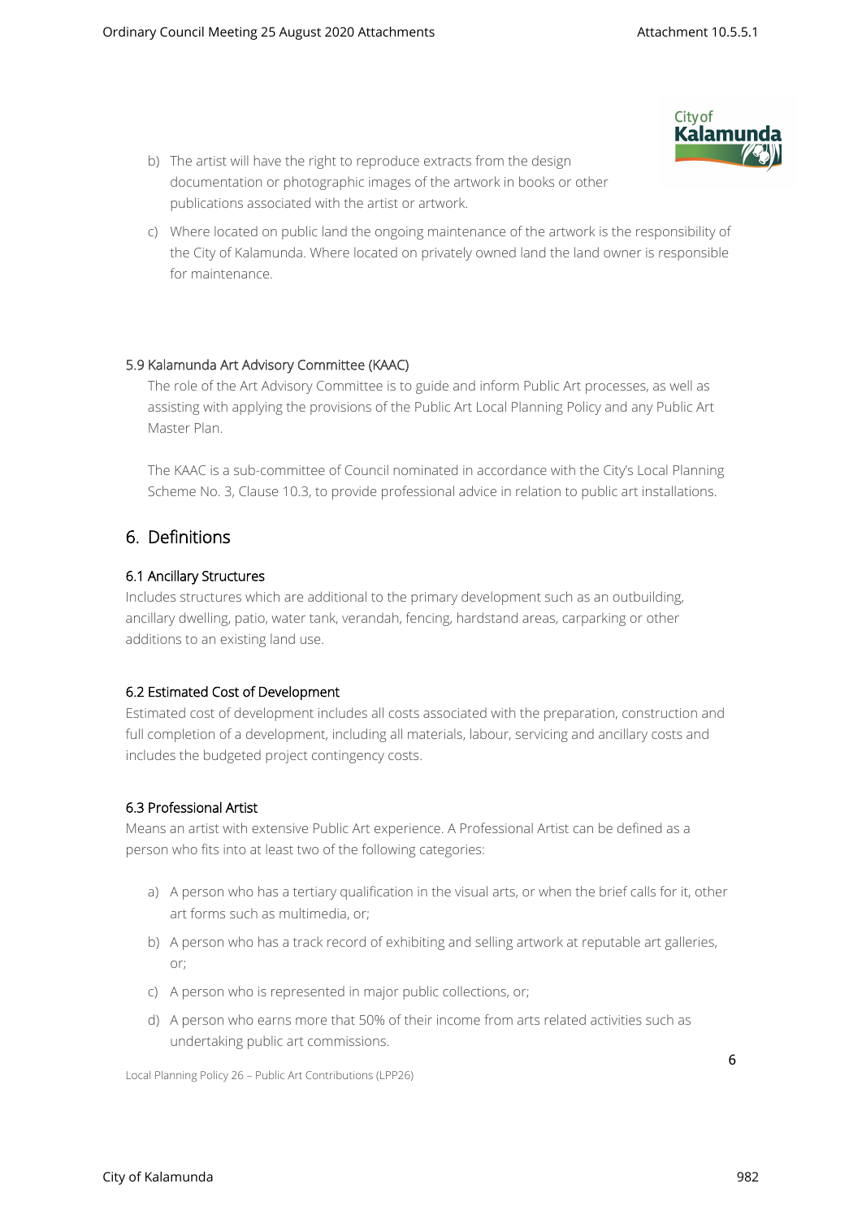b) The artist will have the right to reproduce extracts from the design documentation or photographic images of the artwork in books or other publications associated with the artist or artwork.

c) Where located on public land the ongoing maintenance of the artwork is the responsibility of the City of Kalamunda. Where located on privately owned land the land owner is responsible for maintenance.

### 5.9 Kalamunda Art Advisory Committee (KAAC)

The role of the Art Advisory Committee is to guide and inform Public Art processes, as well as assisting with applying the provisions of the Public Art Local Planning Policy and any Public Art Master Plan.

The KAAC is a sub-committee of Council nominated in accordance with the City's Local Planning Scheme No. 3, Clause 10.3, to provide professional advice in relation to public art installations.

## 6. Definitions

### 6.1 Ancillary Structures

Includes structures which are additional to the primary development such as an outbuilding, ancillary dwelling, patio, water tank, verandah, fencing, hardstand areas, carparking or other additions to an existing land use.

### 6.2 Estimated Cost of Development

Estimated cost of development includes all costs associated with the preparation, construction and full completion of a development, including all materials, labour, servicing and ancillary costs and includes the budgeted project contingency costs.

### 6.3 Professional Artist

Means an artist with extensive Public Art experience. A Professional Artist can be defined as a person who fits into at least two of the following categories:

a) A person who has a tertiary qualification in the visual arts, or when the brief calls for it, other art forms such as multimedia, or;

b) A person who has a track record of exhibiting and selling artwork at reputable art galleries, or;

c) A person who is represented in major public collections, or;

d) A person who earns more that 50% of their income from arts related activities such as undertaking public art commissions.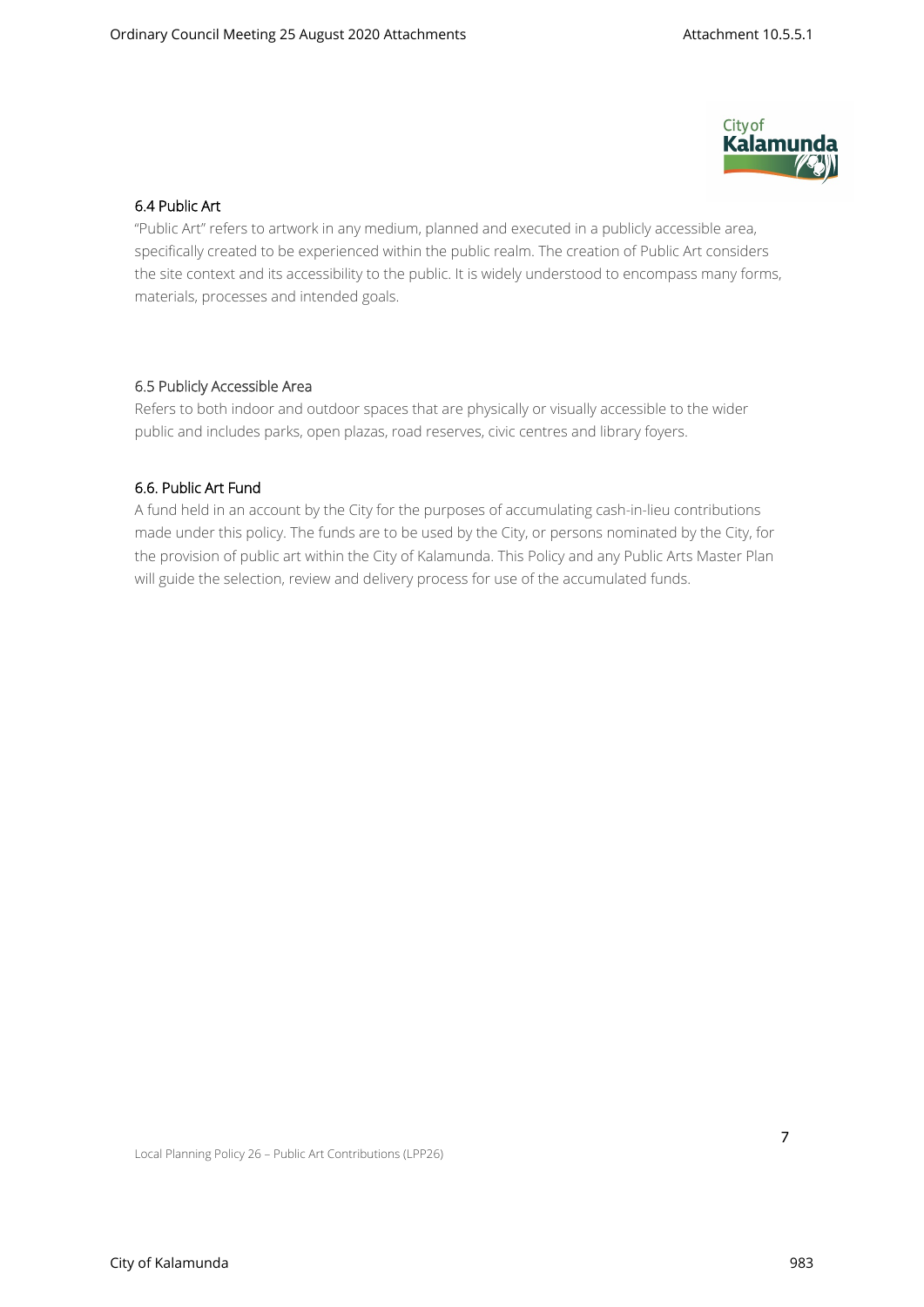### 6.4 Public Art

"Public Art" refers to artwork in any medium, planned and executed in a publicly accessible area, specifically created to be experienced within the public realm. The creation of Public Art considers the site context and its accessibility to the public. It is widely understood to encompass many forms, materials, processes and intended goals.

### 6.5 Publicly Accessible Area

Refers to both indoor and outdoor spaces that are physically or visually accessible to the wider public and includes parks, open plazas, road reserves, civic centres and library foyers.

### 6.6. Public Art Fund

A fund held in an account by the City for the purposes of accumulating cash-in-lieu contributions made under this policy. The funds are to be used by the City, or persons nominated by the City, for the provision of public art within the City of Kalamunda. This Policy and any Public Arts Master Plan will guide the selection, review and delivery process for use of the accumulated funds.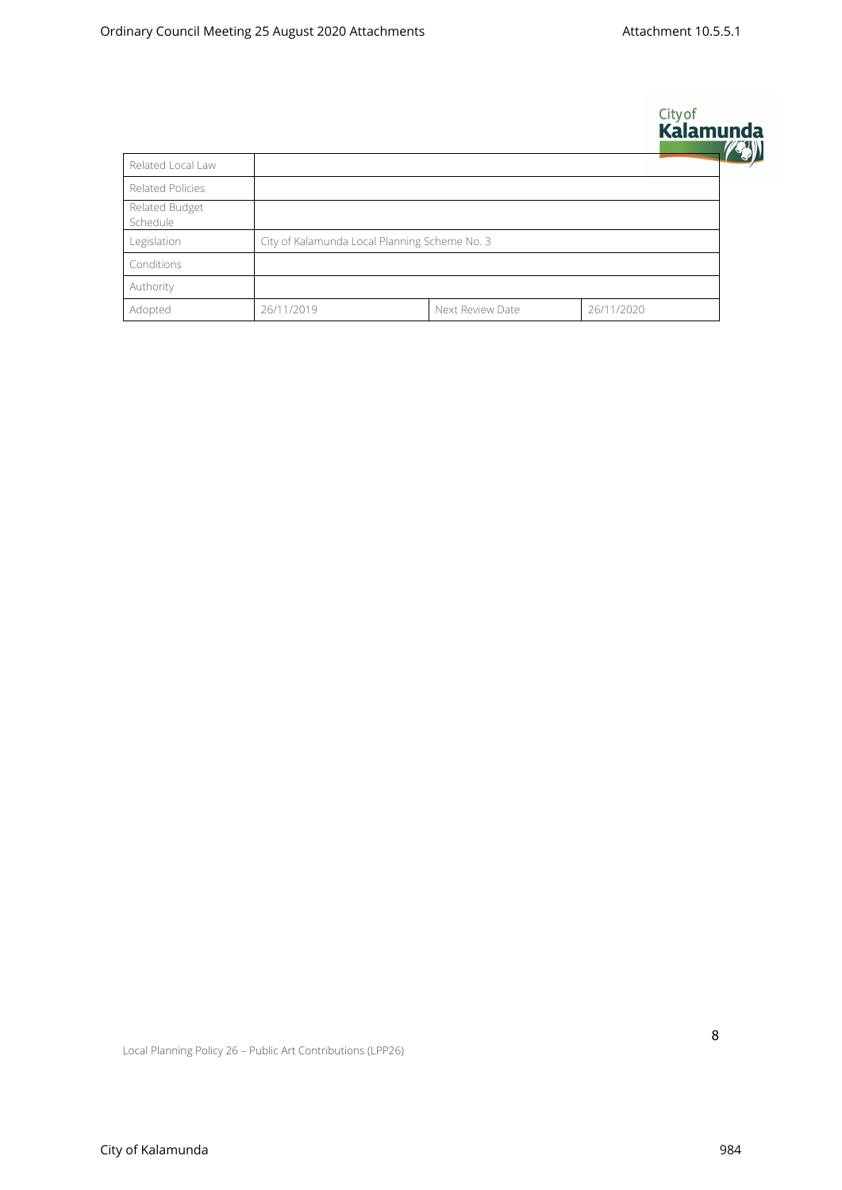| | | | |
|---|---|---|---|
| Related Local Law | | | |
| Related Policies | | | |
| Related Budget Schedule | | | |
| Legislation | City of Kalamunda Local Planning Scheme No. 3 | | |
| Conditions | | | |
| Authority | | | |
| Adopted | 26/11/2019 | Next Review Date | 26/11/2020 |